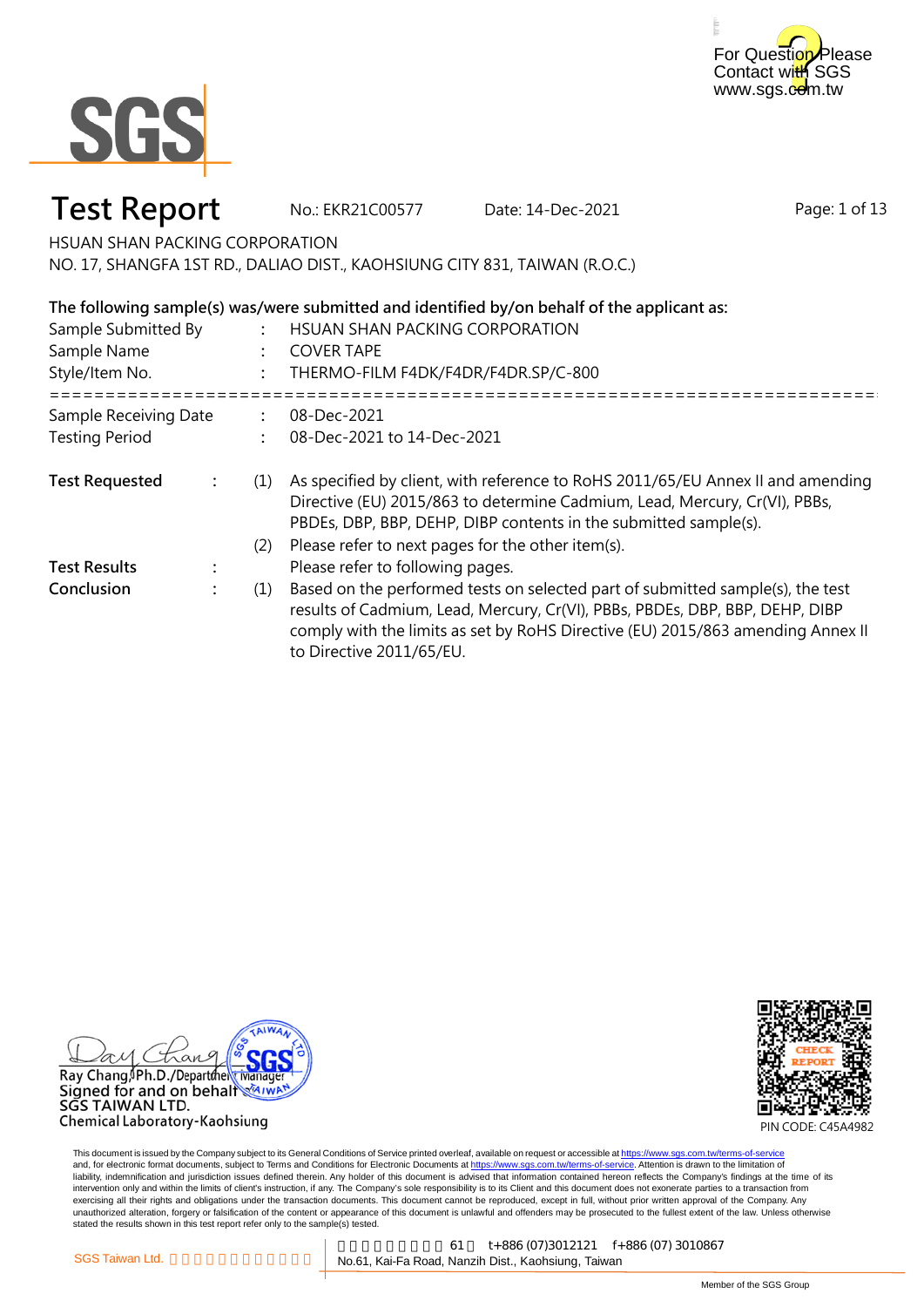For Question Please Contact with SGS
www.sgs.com.tw

# Test Report

No.: EKR21C00577 Date: 14-Dec-2021

HSUAN SHAN PACKING CORPORATION
NO. 17, SHANGFA 1ST RD., DALIAO DIST., KAOHSIUNG CITY 831, TAIWAN (R.O.C.)

**The following sample(s) was/were submitted and identified by/on behalf of the applicant as:**

Sample Submitted By : HSUAN SHAN PACKING CORPORATION
Sample Name : COVER TAPE
Style/Item No. : THERMO-FILM F4DK/F4DR/F4DR.SP/C-800

==========================================================================

Sample Receiving Date : 08-Dec-2021
Testing Period : 08-Dec-2021 to 14-Dec-2021

**Test Requested** :
(1) As specified by client, with reference to RoHS 2011/65/EU Annex II and amending Directive (EU) 2015/863 to determine Cadmium, Lead, Mercury, Cr(VI), PBBs, PBDEs, DBP, BBP, DEHP, DIBP contents in the submitted sample(s).
(2) Please refer to next pages for the other item(s).

**Test Results** : Please refer to following pages.

**Conclusion** :
(1) Based on the performed tests on selected part of submitted sample(s), the test results of Cadmium, Lead, Mercury, Cr(VI), PBBs, PBDEs, DBP, BBP, DEHP, DIBP comply with the limits as set by RoHS Directive (EU) 2015/863 amending Annex II to Directive 2011/65/EU.

Ray Chang, Ph.D./Department Manager
Signed for and on behalf
SGS TAIWAN LTD.
Chemical Laboratory-Kaohsiung

PIN CODE: C45A4982

This document is issued by the Company subject to its General Conditions of Service printed overleaf, available on request or accessible at https://www.sgs.com.tw/terms-of-service and, for electronic format documents, subject to Terms and Conditions for Electronic Documents at https://www.sgs.com.tw/terms-of-service. Attention is drawn to the limitation of liability, indemnification and jurisdiction issues defined therein. Any holder of this document is advised that information contained hereon reflects the Company's findings at the time of its intervention only and within the limits of client's instruction, if any. The Company's sole responsibility is to its Client and this document does not exonerate parties to a transaction from exercising all their rights and obligations under the transaction documents. This document cannot be reproduced, except in full, without prior written approval of the Company. Any unauthorized alteration, forgery or falsification of the content or appearance of this document is unlawful and offenders may be prosecuted to the fullest extent of the law. Unless otherwise stated the results shown in this test report refer only to the sample(s) tested.

SGS Taiwan Ltd. | No.61, Kai-Fa Road, Nanzih Dist., Kaohsiung, Taiwan t+886 (07)3012121 f+886 (07) 3010867

Member of the SGS Group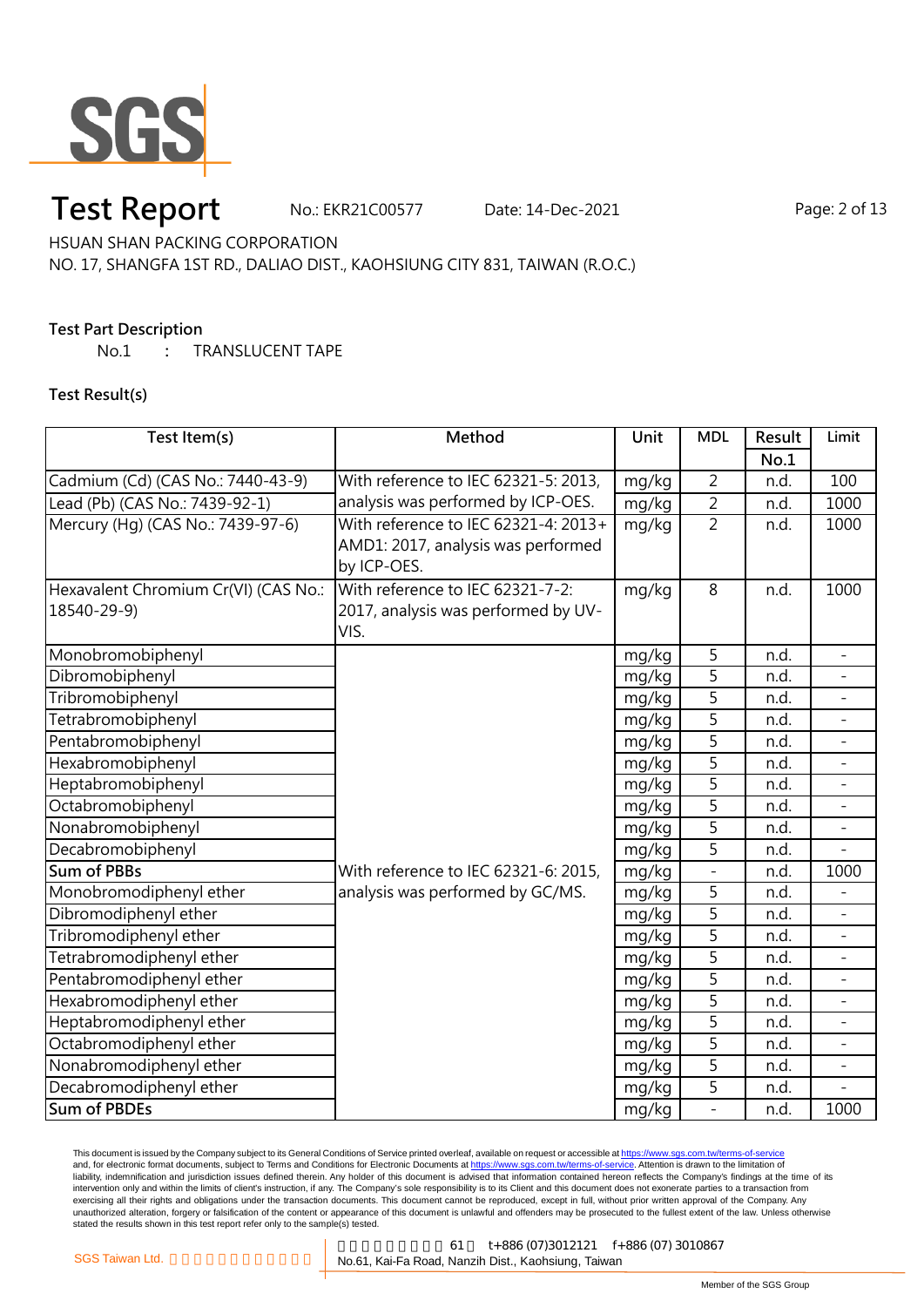# Test Report

No.: EKR21C00577　　Date: 14-Dec-2021

HSUAN SHAN PACKING CORPORATION

NO. 17, SHANGFA 1ST RD., DALIAO DIST., KAOHSIUNG CITY 831, TAIWAN (R.O.C.)

**Test Part Description**

No.1 : TRANSLUCENT TAPE

**Test Result(s)**

| Test Item(s) | Method | Unit | MDL | Result No.1 | Limit |
|---|---|---|---|---|---|
| Cadmium (Cd) (CAS No.: 7440-43-9) | With reference to IEC 62321-5: 2013, analysis was performed by ICP-OES. | mg/kg | 2 | n.d. | 100 |
| Lead (Pb) (CAS No.: 7439-92-1) | | mg/kg | 2 | n.d. | 1000 |
| Mercury (Hg) (CAS No.: 7439-97-6) | With reference to IEC 62321-4: 2013+ AMD1: 2017, analysis was performed by ICP-OES. | mg/kg | 2 | n.d. | 1000 |
| Hexavalent Chromium Cr(VI) (CAS No.: 18540-29-9) | With reference to IEC 62321-7-2: 2017, analysis was performed by UV-VIS. | mg/kg | 8 | n.d. | 1000 |
| Monobromobiphenyl | With reference to IEC 62321-6: 2015, analysis was performed by GC/MS. | mg/kg | 5 | n.d. | - |
| Dibromobiphenyl | | mg/kg | 5 | n.d. | - |
| Tribromobiphenyl | | mg/kg | 5 | n.d. | - |
| Tetrabromobiphenyl | | mg/kg | 5 | n.d. | - |
| Pentabromobiphenyl | | mg/kg | 5 | n.d. | - |
| Hexabromobiphenyl | | mg/kg | 5 | n.d. | - |
| Heptabromobiphenyl | | mg/kg | 5 | n.d. | - |
| Octabromobiphenyl | | mg/kg | 5 | n.d. | - |
| Nonabromobiphenyl | | mg/kg | 5 | n.d. | - |
| Decabromobiphenyl | | mg/kg | 5 | n.d. | - |
| **Sum of PBBs** | | mg/kg | - | n.d. | 1000 |
| Monobromodiphenyl ether | | mg/kg | 5 | n.d. | - |
| Dibromodiphenyl ether | | mg/kg | 5 | n.d. | - |
| Tribromodiphenyl ether | | mg/kg | 5 | n.d. | - |
| Tetrabromodiphenyl ether | | mg/kg | 5 | n.d. | - |
| Pentabromodiphenyl ether | | mg/kg | 5 | n.d. | - |
| Hexabromodiphenyl ether | | mg/kg | 5 | n.d. | - |
| Heptabromodiphenyl ether | | mg/kg | 5 | n.d. | - |
| Octabromodiphenyl ether | | mg/kg | 5 | n.d. | - |
| Nonabromodiphenyl ether | | mg/kg | 5 | n.d. | - |
| Decabromodiphenyl ether | | mg/kg | 5 | n.d. | - |
| **Sum of PBDEs** | | mg/kg | - | n.d. | 1000 |

This document is issued by the Company subject to its General Conditions of Service printed overleaf, available on request or accessible at https://www.sgs.com.tw/terms-of-service and, for electronic format documents, subject to Terms and Conditions for Electronic Documents at https://www.sgs.com.tw/terms-of-service. Attention is drawn to the limitation of liability, indemnification and jurisdiction issues defined therein. Any holder of this document is advised that information contained hereon reflects the Company's findings at the time of its intervention only and within the limits of client's instruction, if any. The Company's sole responsibility is to its Client and this document does not exonerate parties to a transaction from exercising all their rights and obligations under the transaction documents. This document cannot be reproduced, except in full, without prior written approval of the Company. Any unauthorized alteration, forgery or falsification of the content or appearance of this document is unlawful and offenders may be prosecuted to the fullest extent of the law. Unless otherwise stated the results shown in this test report refer only to the sample(s) tested.

SGS Taiwan Ltd. | No.61, Kai-Fa Road, Nanzih Dist., Kaohsiung, Taiwan | t+886 (07)3012121 f+886 (07) 3010867

Member of the SGS Group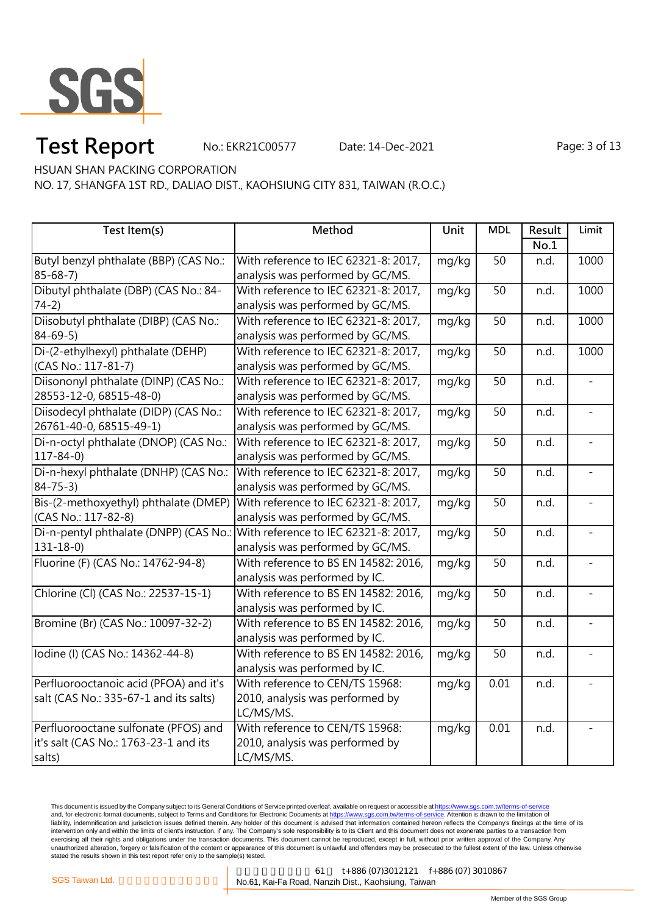HSUAN SHAN PACKING CORPORATION

NO. 17, SHANGFA 1ST RD., DALIAO DIST., KAOHSIUNG CITY 831, TAIWAN (R.O.C.)

| Test Item(s) | Method | Unit | MDL | Result No.1 | Limit |
|---|---|---|---|---|---|
| Butyl benzyl phthalate (BBP) (CAS No.: 85-68-7) | With reference to IEC 62321-8: 2017, analysis was performed by GC/MS. | mg/kg | 50 | n.d. | 1000 |
| Dibutyl phthalate (DBP) (CAS No.: 84-74-2) | With reference to IEC 62321-8: 2017, analysis was performed by GC/MS. | mg/kg | 50 | n.d. | 1000 |
| Diisobutyl phthalate (DIBP) (CAS No.: 84-69-5) | With reference to IEC 62321-8: 2017, analysis was performed by GC/MS. | mg/kg | 50 | n.d. | 1000 |
| Di-(2-ethylhexyl) phthalate (DEHP) (CAS No.: 117-81-7) | With reference to IEC 62321-8: 2017, analysis was performed by GC/MS. | mg/kg | 50 | n.d. | 1000 |
| Diisononyl phthalate (DINP) (CAS No.: 28553-12-0, 68515-48-0) | With reference to IEC 62321-8: 2017, analysis was performed by GC/MS. | mg/kg | 50 | n.d. | - |
| Diisodecyl phthalate (DIDP) (CAS No.: 26761-40-0, 68515-49-1) | With reference to IEC 62321-8: 2017, analysis was performed by GC/MS. | mg/kg | 50 | n.d. | - |
| Di-n-octyl phthalate (DNOP) (CAS No.: 117-84-0) | With reference to IEC 62321-8: 2017, analysis was performed by GC/MS. | mg/kg | 50 | n.d. | - |
| Di-n-hexyl phthalate (DNHP) (CAS No.: 84-75-3) | With reference to IEC 62321-8: 2017, analysis was performed by GC/MS. | mg/kg | 50 | n.d. | - |
| Bis-(2-methoxyethyl) phthalate (DMEP) (CAS No.: 117-82-8) | With reference to IEC 62321-8: 2017, analysis was performed by GC/MS. | mg/kg | 50 | n.d. | - |
| Di-n-pentyl phthalate (DNPP) (CAS No.: 131-18-0) | With reference to IEC 62321-8: 2017, analysis was performed by GC/MS. | mg/kg | 50 | n.d. | - |
| Fluorine (F) (CAS No.: 14762-94-8) | With reference to BS EN 14582: 2016, analysis was performed by IC. | mg/kg | 50 | n.d. | - |
| Chlorine (Cl) (CAS No.: 22537-15-1) | With reference to BS EN 14582: 2016, analysis was performed by IC. | mg/kg | 50 | n.d. | - |
| Bromine (Br) (CAS No.: 10097-32-2) | With reference to BS EN 14582: 2016, analysis was performed by IC. | mg/kg | 50 | n.d. | - |
| Iodine (I) (CAS No.: 14362-44-8) | With reference to BS EN 14582: 2016, analysis was performed by IC. | mg/kg | 50 | n.d. | - |
| Perfluorooctanoic acid (PFOA) and it's salt (CAS No.: 335-67-1 and its salts) | With reference to CEN/TS 15968: 2010, analysis was performed by LC/MS/MS. | mg/kg | 0.01 | n.d. | - |
| Perfluorooctane sulfonate (PFOS) and it's salt (CAS No.: 1763-23-1 and its salts) | With reference to CEN/TS 15968: 2010, analysis was performed by LC/MS/MS. | mg/kg | 0.01 | n.d. | - |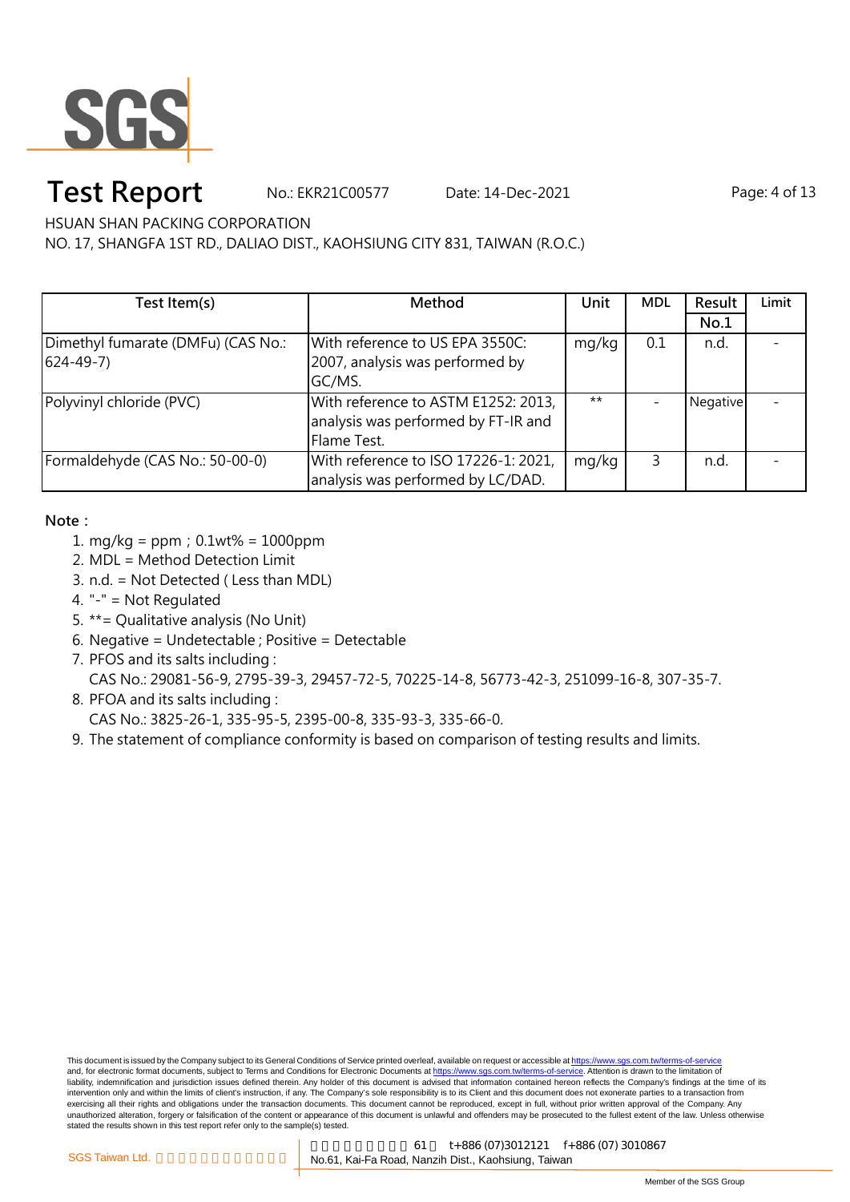# Test Report

No.: EKR21C00577 Date: 14-Dec-2021

HSUAN SHAN PACKING CORPORATION

NO. 17, SHANGFA 1ST RD., DALIAO DIST., KAOHSIUNG CITY 831, TAIWAN (R.O.C.)

| Test Item(s) | Method | Unit | MDL | Result No.1 | Limit |
|---|---|---|---|---|---|
| Dimethyl fumarate (DMFu) (CAS No.: 624-49-7) | With reference to US EPA 3550C: 2007, analysis was performed by GC/MS. | mg/kg | 0.1 | n.d. | - |
| Polyvinyl chloride (PVC) | With reference to ASTM E1252: 2013, analysis was performed by FT-IR and Flame Test. | ** | - | Negative | - |
| Formaldehyde (CAS No.: 50-00-0) | With reference to ISO 17226-1: 2021, analysis was performed by LC/DAD. | mg/kg | 3 | n.d. | - |

**Note：**

1. mg/kg = ppm；0.1wt% = 1000ppm
2. MDL = Method Detection Limit
3. n.d. = Not Detected ( Less than MDL)
4. "-" = Not Regulated
5. **= Qualitative analysis (No Unit)
6. Negative = Undetectable ; Positive = Detectable
7. PFOS and its salts including :
   CAS No.: 29081-56-9, 2795-39-3, 29457-72-5, 70225-14-8, 56773-42-3, 251099-16-8, 307-35-7.
8. PFOA and its salts including :
   CAS No.: 3825-26-1, 335-95-5, 2395-00-8, 335-93-3, 335-66-0.
9. The statement of compliance conformity is based on comparison of testing results and limits.

This document is issued by the Company subject to its General Conditions of Service printed overleaf, available on request or accessible at https://www.sgs.com.tw/terms-of-service and, for electronic format documents, subject to Terms and Conditions for Electronic Documents at https://www.sgs.com.tw/terms-of-service. Attention is drawn to the limitation of liability, indemnification and jurisdiction issues defined therein. Any holder of this document is advised that information contained hereon reflects the Company's findings at the time of its intervention only and within the limits of client's instruction, if any. The Company's sole responsibility is to its Client and this document does not exonerate parties to a transaction from exercising all their rights and obligations under the transaction documents. This document cannot be reproduced, except in full, without prior written approval of the Company. Any unauthorized alteration, forgery or falsification of the content or appearance of this document is unlawful and offenders may be prosecuted to the fullest extent of the law. Unless otherwise stated the results shown in this test report refer only to the sample(s) tested.

SGS Taiwan Ltd. No.61, Kai-Fa Road, Nanzih Dist., Kaohsiung, Taiwan t+886 (07)3012121 f+886 (07) 3010867

Member of the SGS Group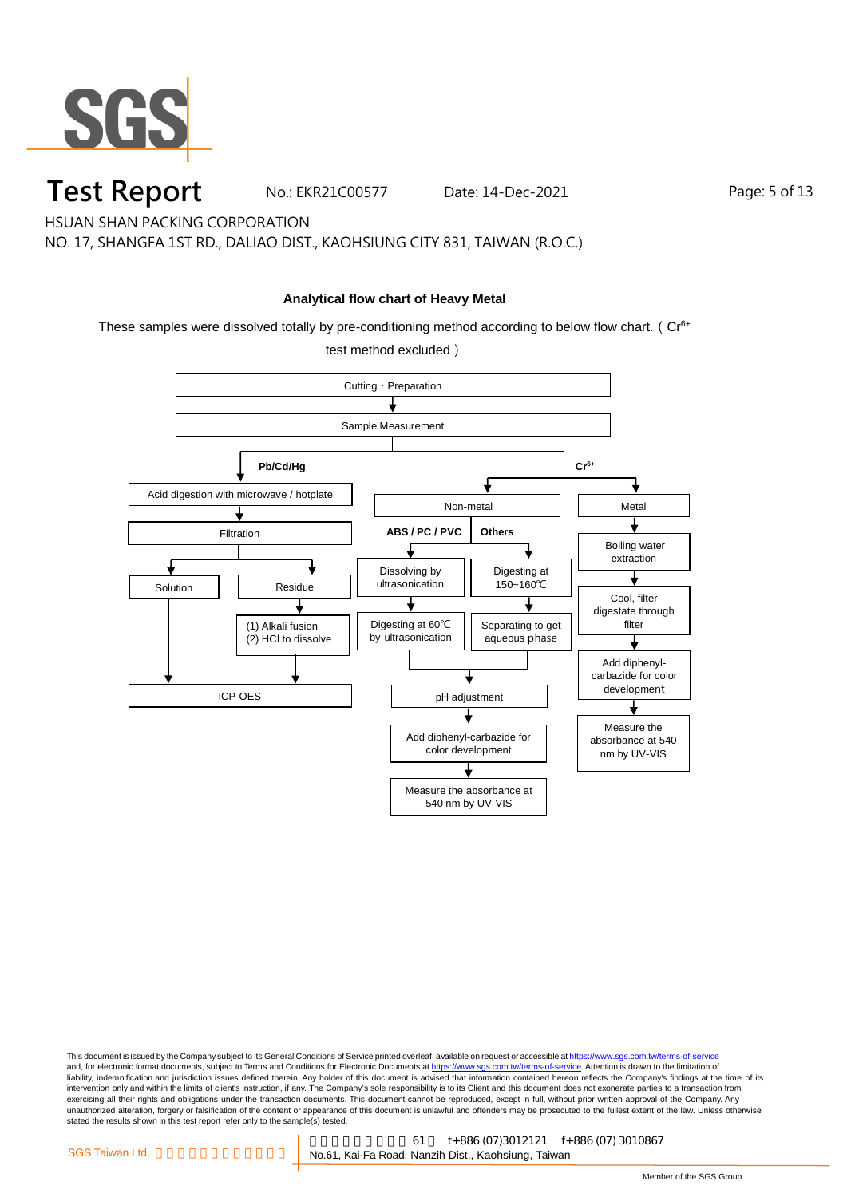# Test Report

No.: EKR21C00577 Date: 14-Dec-2021

HSUAN SHAN PACKING CORPORATION

NO. 17, SHANGFA 1ST RD., DALIAO DIST., KAOHSIUNG CITY 831, TAIWAN (R.O.C.)

**Analytical flow chart of Heavy Metal**

These samples were dissolved totally by pre-conditioning method according to below flow chart. ( $Cr^{6+}$ test method excluded )

Cutting、Preparation → Sample Measurement

**Pb/Cd/Hg**

- Acid digestion with microwave / hotplate → Filtration
  - Solution → ICP-OES
  - Residue → (1) Alkali fusion (2) HCl to dissolve → ICP-OES

**$Cr^{6+}$**

- Non-metal
  - **ABS / PC / PVC**: Dissolving by ultrasonication → Digesting at 60℃ by ultrasonication → pH adjustment
  - **Others**: Digesting at 150~160℃ → Separating to get aqueous phase → pH adjustment
  - pH adjustment → Add diphenyl-carbazide for color development → Measure the absorbance at 540 nm by UV-VIS
- Metal
  - Boiling water extraction → Cool, filter digestate through filter → Add diphenyl-carbazide for color development → Measure the absorbance at 540 nm by UV-VIS

This document is issued by the Company subject to its General Conditions of Service printed overleaf, available on request or accessible at https://www.sgs.com.tw/terms-of-service and, for electronic format documents, subject to Terms and Conditions for Electronic Documents at https://www.sgs.com.tw/terms-of-service. Attention is drawn to the limitation of liability, indemnification and jurisdiction issues defined therein. Any holder of this document is advised that information contained hereon reflects the Company's findings at the time of its intervention only and within the limits of client's instruction, if any. The Company's sole responsibility is to its Client and this document does not exonerate parties to a transaction from exercising all their rights and obligations under the transaction documents. This document cannot be reproduced, except in full, without prior written approval of the Company. Any unauthorized alteration, forgery or falsification of the content or appearance of this document is unlawful and offenders may be prosecuted to the fullest extent of the law. Unless otherwise stated the results shown in this test report refer only to the sample(s) tested.

SGS Taiwan Ltd. | 61 t+886 (07)3012121 f+886 (07) 3010867 No.61, Kai-Fa Road, Nanzih Dist., Kaohsiung, Taiwan

Member of the SGS Group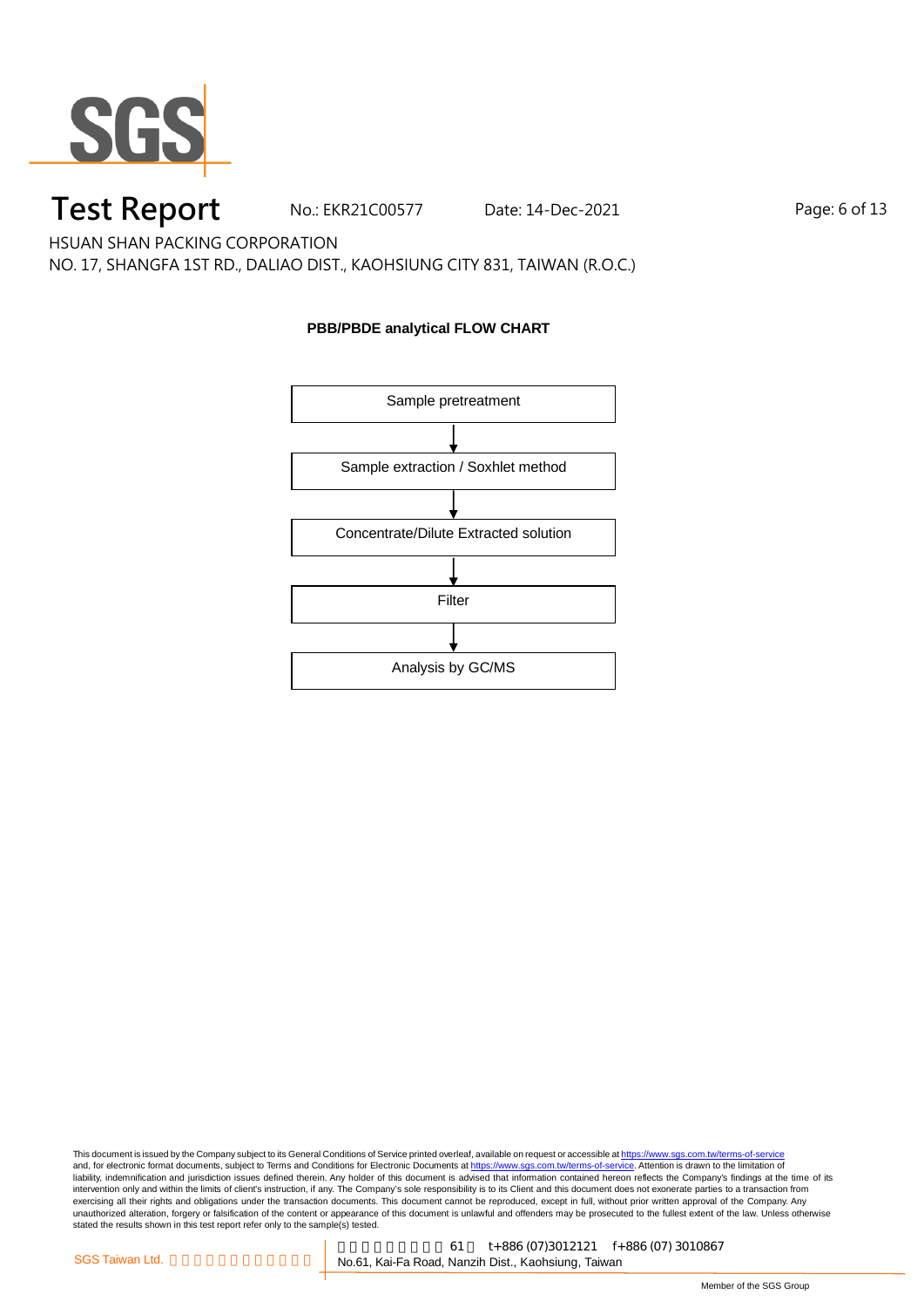**PBB/PBDE analytical FLOW CHART**

Sample pretreatment

↓

Sample extraction / Soxhlet method

↓

Concentrate/Dilute Extracted solution

↓

Filter

↓

Analysis by GC/MS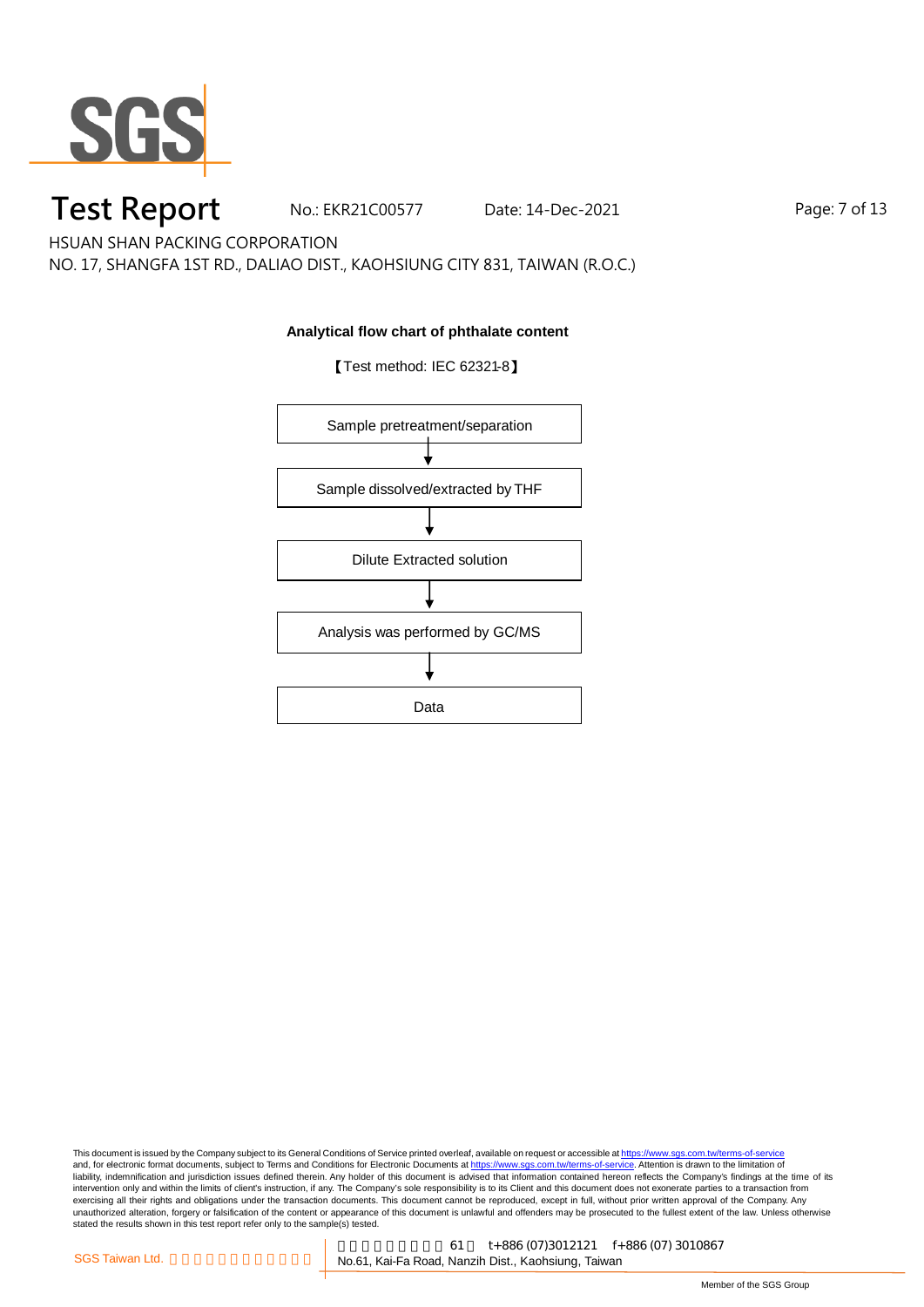# Test Report

No.: EKR21C00577 Date: 14-Dec-2021

HSUAN SHAN PACKING CORPORATION

NO. 17, SHANGFA 1ST RD., DALIAO DIST., KAOHSIUNG CITY 831, TAIWAN (R.O.C.)

**Analytical flow chart of phthalate content**

【Test method: IEC 62321-8】

Sample pretreatment/separation

↓

Sample dissolved/extracted by THF

↓

Dilute Extracted solution

↓

Analysis was performed by GC/MS

↓

Data

This document is issued by the Company subject to its General Conditions of Service printed overleaf, available on request or accessible at https://www.sgs.com.tw/terms-of-service and, for electronic format documents, subject to Terms and Conditions for Electronic Documents at https://www.sgs.com.tw/terms-of-service. Attention is drawn to the limitation of liability, indemnification and jurisdiction issues defined therein. Any holder of this document is advised that information contained hereon reflects the Company's findings at the time of its intervention only and within the limits of client's instruction, if any. The Company's sole responsibility is to its Client and this document does not exonerate parties to a transaction from exercising all their rights and obligations under the transaction documents. This document cannot be reproduced, except in full, without prior written approval of the Company. Any unauthorized alteration, forgery or falsification of the content or appearance of this document is unlawful and offenders may be prosecuted to the fullest extent of the law. Unless otherwise stated the results shown in this test report refer only to the sample(s) tested.

SGS Taiwan Ltd. | 61 t+886 (07)3012121 f+886 (07) 3010867 | No.61, Kai-Fa Road, Nanzih Dist., Kaohsiung, Taiwan

Member of the SGS Group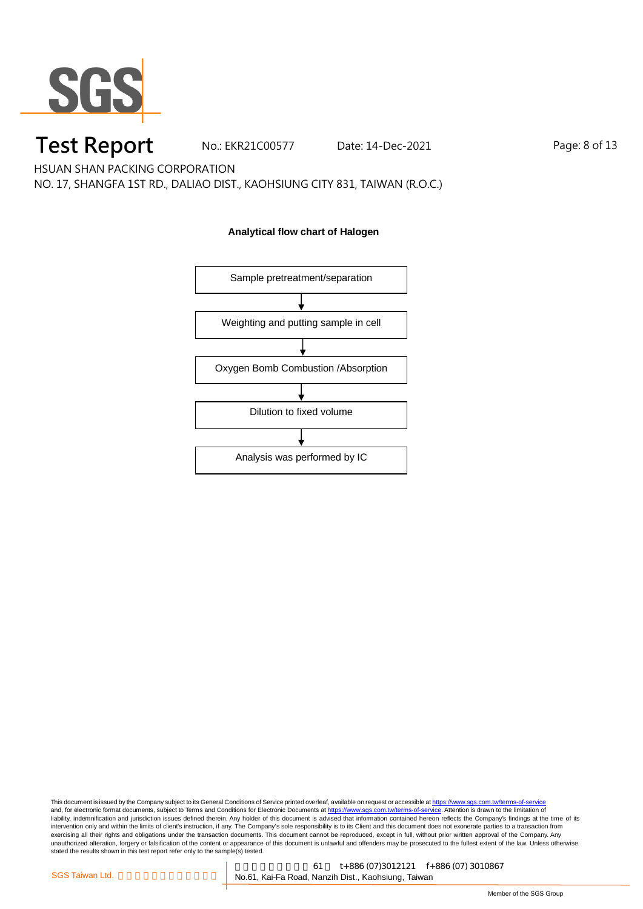**Analytical flow chart of Halogen**

Sample pretreatment/separation

↓

Weighting and putting sample in cell

↓

Oxygen Bomb Combustion /Absorption

↓

Dilution to fixed volume

↓

Analysis was performed by IC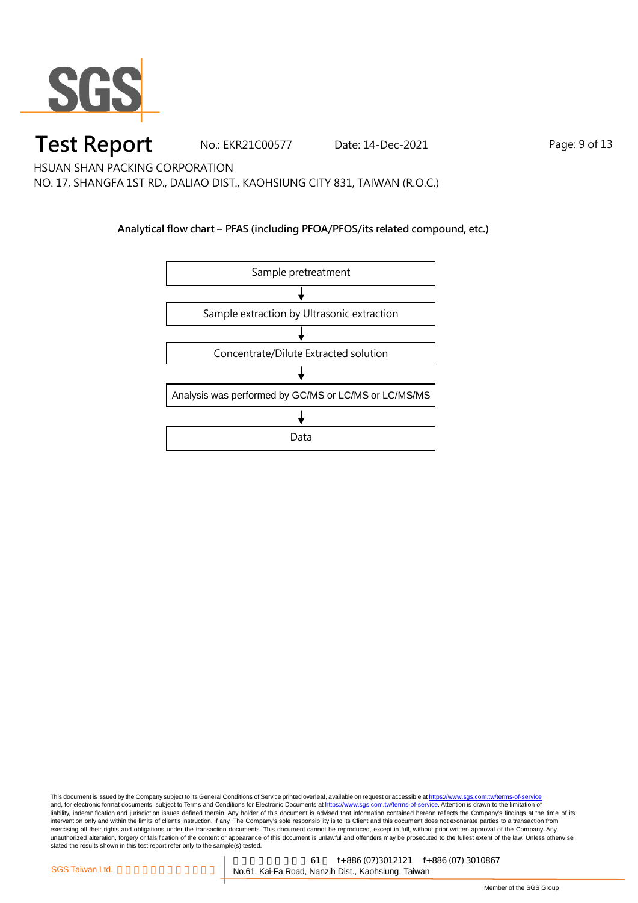**Analytical flow chart – PFAS (including PFOA/PFOS/its related compound, etc.)**

Sample pretreatment

↓

Sample extraction by Ultrasonic extraction

↓

Concentrate/Dilute Extracted solution

↓

Analysis was performed by GC/MS or LC/MS or LC/MS/MS

↓

Data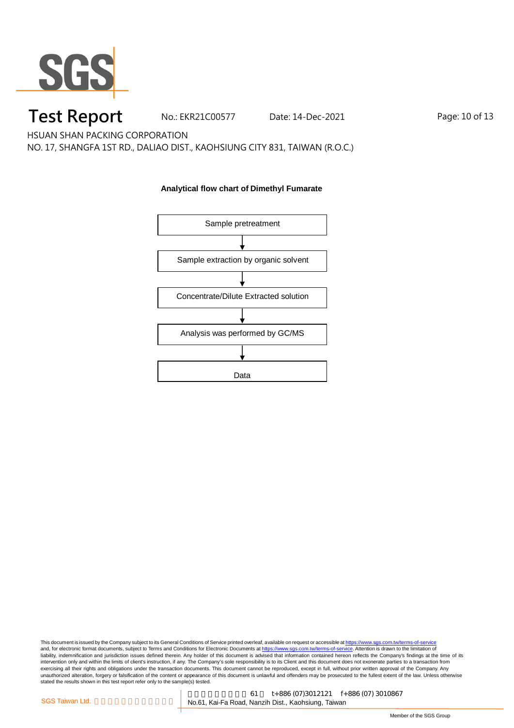# Test Report

No.: EKR21C00577 Date: 14-Dec-2021

HSUAN SHAN PACKING CORPORATION

NO. 17, SHANGFA 1ST RD., DALIAO DIST., KAOHSIUNG CITY 831, TAIWAN (R.O.C.)

**Analytical flow chart of Dimethyl Fumarate**

Sample pretreatment

↓

Sample extraction by organic solvent

↓

Concentrate/Dilute Extracted solution

↓

Analysis was performed by GC/MS

↓

Data

This document is issued by the Company subject to its General Conditions of Service printed overleaf, available on request or accessible at https://www.sgs.com.tw/terms-of-service and, for electronic format documents, subject to Terms and Conditions for Electronic Documents at https://www.sgs.com.tw/terms-of-service. Attention is drawn to the limitation of liability, indemnification and jurisdiction issues defined therein. Any holder of this document is advised that information contained hereon reflects the Company's findings at the time of its intervention only and within the limits of client's instruction, if any. The Company's sole responsibility is to its Client and this document does not exonerate parties to a transaction from exercising all their rights and obligations under the transaction documents. This document cannot be reproduced, except in full, without prior written approval of the Company. Any unauthorized alteration, forgery or falsification of the content or appearance of this document is unlawful and offenders may be prosecuted to the fullest extent of the law. Unless otherwise stated the results shown in this test report refer only to the sample(s) tested.

SGS Taiwan Ltd. | 61 t+886 (07)3012121 f+886 (07) 3010867 | No.61, Kai-Fa Road, Nanzih Dist., Kaohsiung, Taiwan

Member of the SGS Group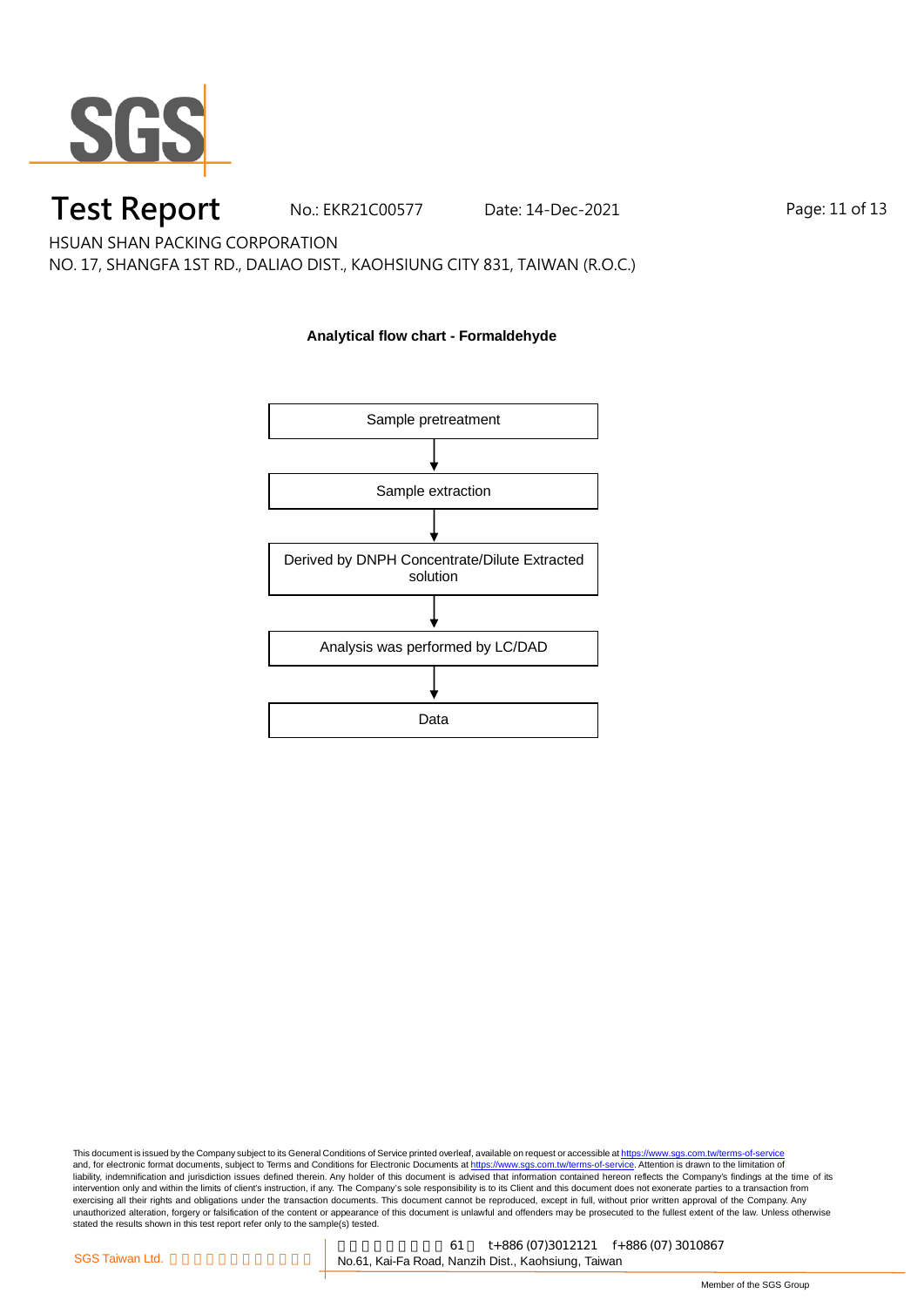**Analytical flow chart - Formaldehyde**

Sample pretreatment

↓

Sample extraction

↓

Derived by DNPH Concentrate/Dilute Extracted solution

↓

Analysis was performed by LC/DAD

↓

Data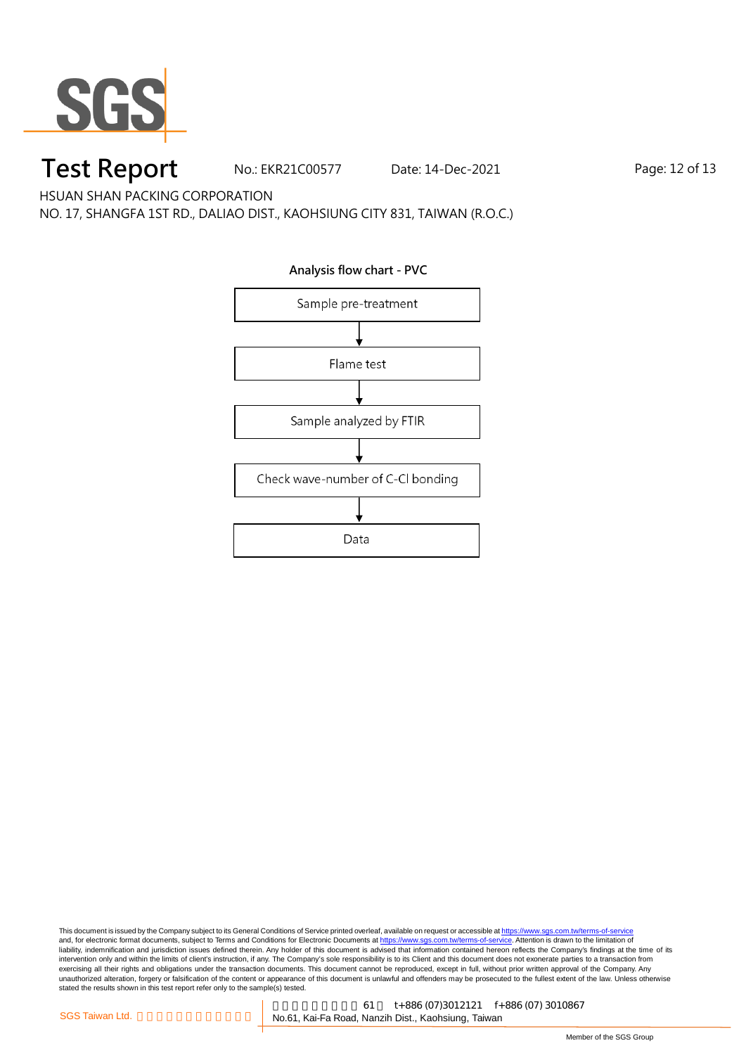# Test Report

No.: EKR21C00577 Date: 14-Dec-2021

HSUAN SHAN PACKING CORPORATION

NO. 17, SHANGFA 1ST RD., DALIAO DIST., KAOHSIUNG CITY 831, TAIWAN (R.O.C.)

**Analysis flow chart - PVC**

Sample pre-treatment

↓

Flame test

↓

Sample analyzed by FTIR

↓

Check wave-number of C-Cl bonding

↓

Data

This document is issued by the Company subject to its General Conditions of Service printed overleaf, available on request or accessible at https://www.sgs.com.tw/terms-of-service and, for electronic format documents, subject to Terms and Conditions for Electronic Documents at https://www.sgs.com.tw/terms-of-service. Attention is drawn to the limitation of liability, indemnification and jurisdiction issues defined therein. Any holder of this document is advised that information contained hereon reflects the Company's findings at the time of its intervention only and within the limits of client's instruction, if any. The Company's sole responsibility is to its Client and this document does not exonerate parties to a transaction from exercising all their rights and obligations under the transaction documents. This document cannot be reproduced, except in full, without prior written approval of the Company. Any unauthorized alteration, forgery or falsification of the content or appearance of this document is unlawful and offenders may be prosecuted to the fullest extent of the law. Unless otherwise stated the results shown in this test report refer only to the sample(s) tested.

SGS Taiwan Ltd. | 61 t+886 (07)3012121 f+886 (07) 3010867 | No.61, Kai-Fa Road, Nanzih Dist., Kaohsiung, Taiwan

Member of the SGS Group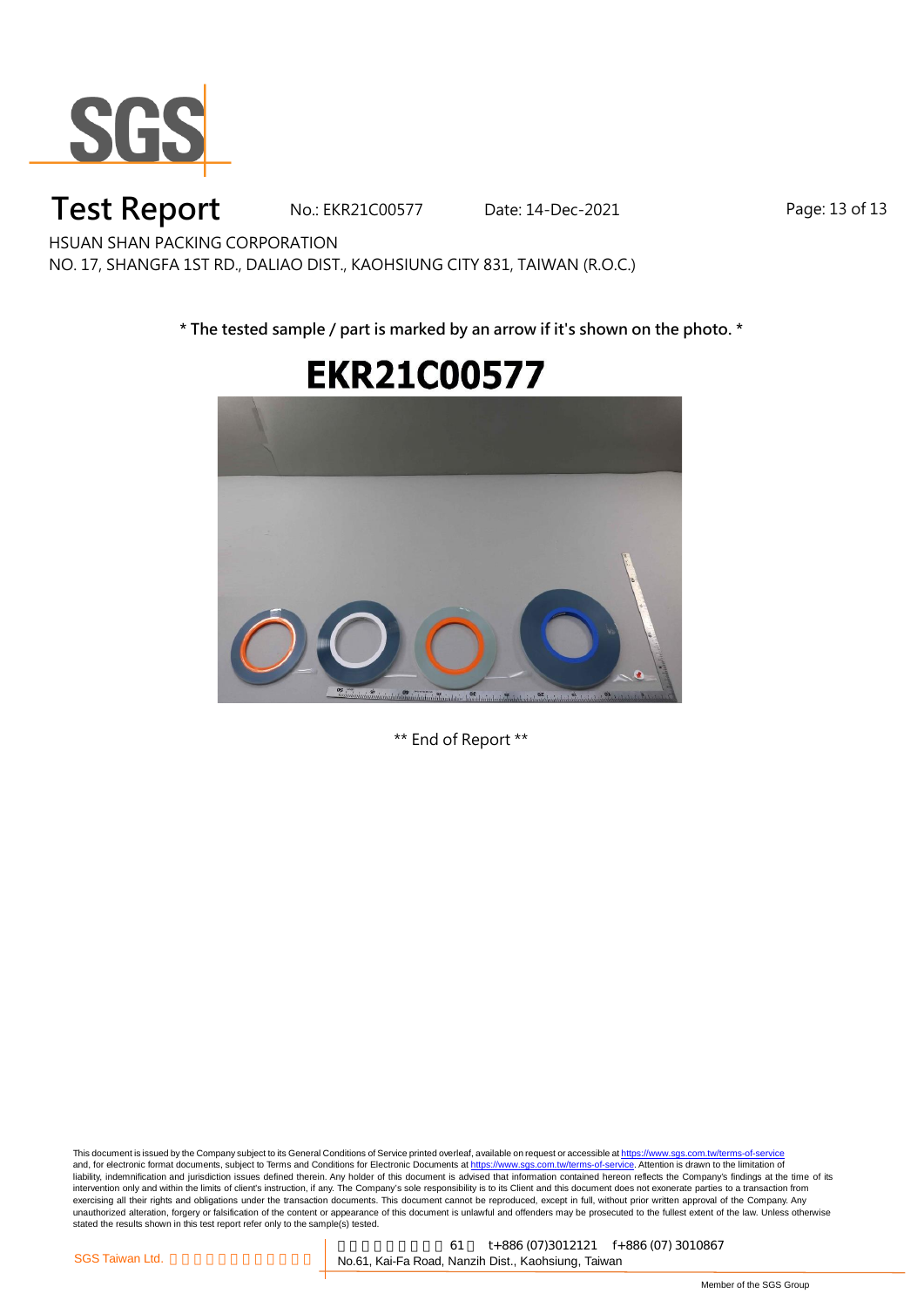\* The tested sample / part is marked by an arrow if it's shown on the photo. \*

**EKR21C00577**

\*\* End of Report \*\*

This document is issued by the Company subject to its General Conditions of Service printed overleaf, available on request or accessible at https://www.sgs.com.tw/terms-of-service and, for electronic format documents, subject to Terms and Conditions for Electronic Documents at https://www.sgs.com.tw/terms-of-service. Attention is drawn to the limitation of liability, indemnification and jurisdiction issues defined therein. Any holder of this document is advised that information contained hereon reflects the Company's findings at the time of its intervention only and within the limits of client's instruction, if any. The Company's sole responsibility is to its Client and this document does not exonerate parties to a transaction from exercising all their rights and obligations under the transaction documents. This document cannot be reproduced, except in full, without prior written approval of the Company. Any unauthorized alteration, forgery or falsification of the content or appearance of this document is unlawful and offenders may be prosecuted to the fullest extent of the law. Unless otherwise stated the results shown in this test report refer only to the sample(s) tested.